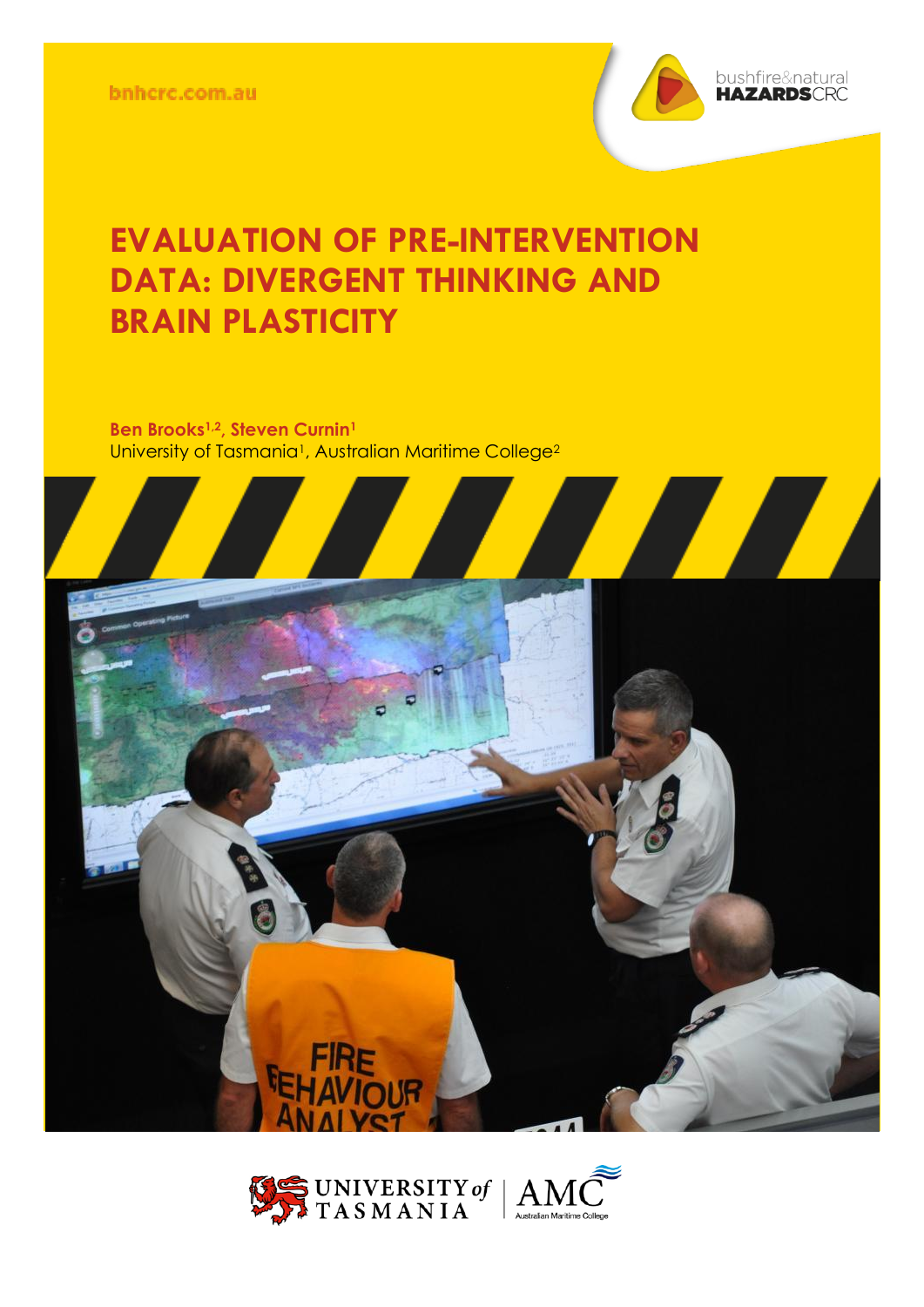bnhcrc.com.au

bushfire&natural HAZARDSCRC

# EVALUATION OF PRE-INTERVENTION DATA: DIVERGENT THINKING AND BRAIN PLASTICITY

**Ben Brooks[1,2], Steven Curnin[1]**
University of Tasmania[1], Australian Maritime College[2]

UNIVERSITY of TASMANIA | AMC Australian Maritime College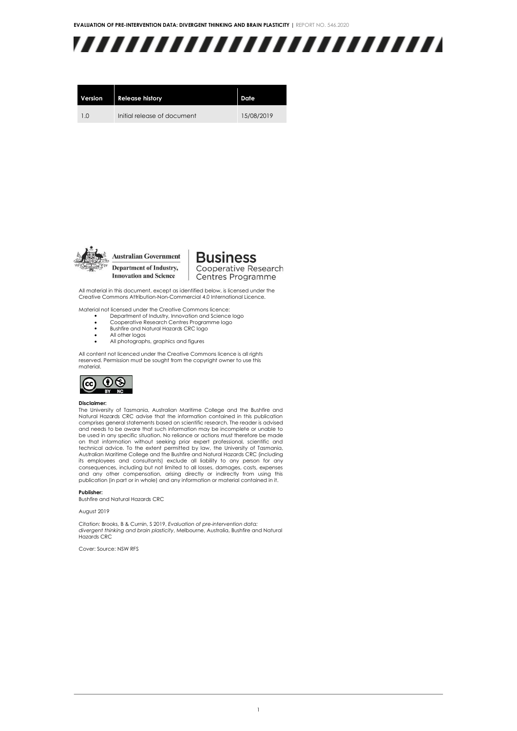| Version | Release history | Date |
| --- | --- | --- |
| 1.0 | Initial release of document | 15/08/2019 |

Australian Government
Department of Industry, Innovation and Science

Business Cooperative Research Centres Programme

All material in this document, except as identified below, is licensed under the Creative Commons Attribution-Non-Commercial 4.0 International Licence.

Material not licensed under the Creative Commons licence:

- Department of Industry, Innovation and Science logo
- Cooperative Research Centres Programme logo
- Bushfire and Natural Hazards CRC logo
- All other logos
- All photographs, graphics and figures

All content not licenced under the Creative Commons licence is all rights reserved. Permission must be sought from the copyright owner to use this material.

**Disclaimer:**
The University of Tasmania, Australian Maritime College and the Bushfire and Natural Hazards CRC advise that the information contained in this publication comprises general statements based on scientific research. The reader is advised and needs to be aware that such information may be incomplete or unable to be used in any specific situation. No reliance or actions must therefore be made on that information without seeking prior expert professional, scientific and technical advice. To the extent permitted by law, the University of Tasmania, Australian Maritime College and the Bushfire and Natural Hazards CRC (including its employees and consultants) exclude all liability to any person for any consequences, including but not limited to all losses, damages, costs, expenses and any other compensation, arising directly or indirectly from using this publication (in part or in whole) and any information or material contained in it.

**Publisher:**
Bushfire and Natural Hazards CRC

August 2019

Citation: Brooks, B & Curnin, S 2019, *Evaluation of pre-intervention data: divergent thinking and brain plasticity*, Melbourne, Australia, Bushfire and Natural Hazards CRC

Cover: Source: NSW RFS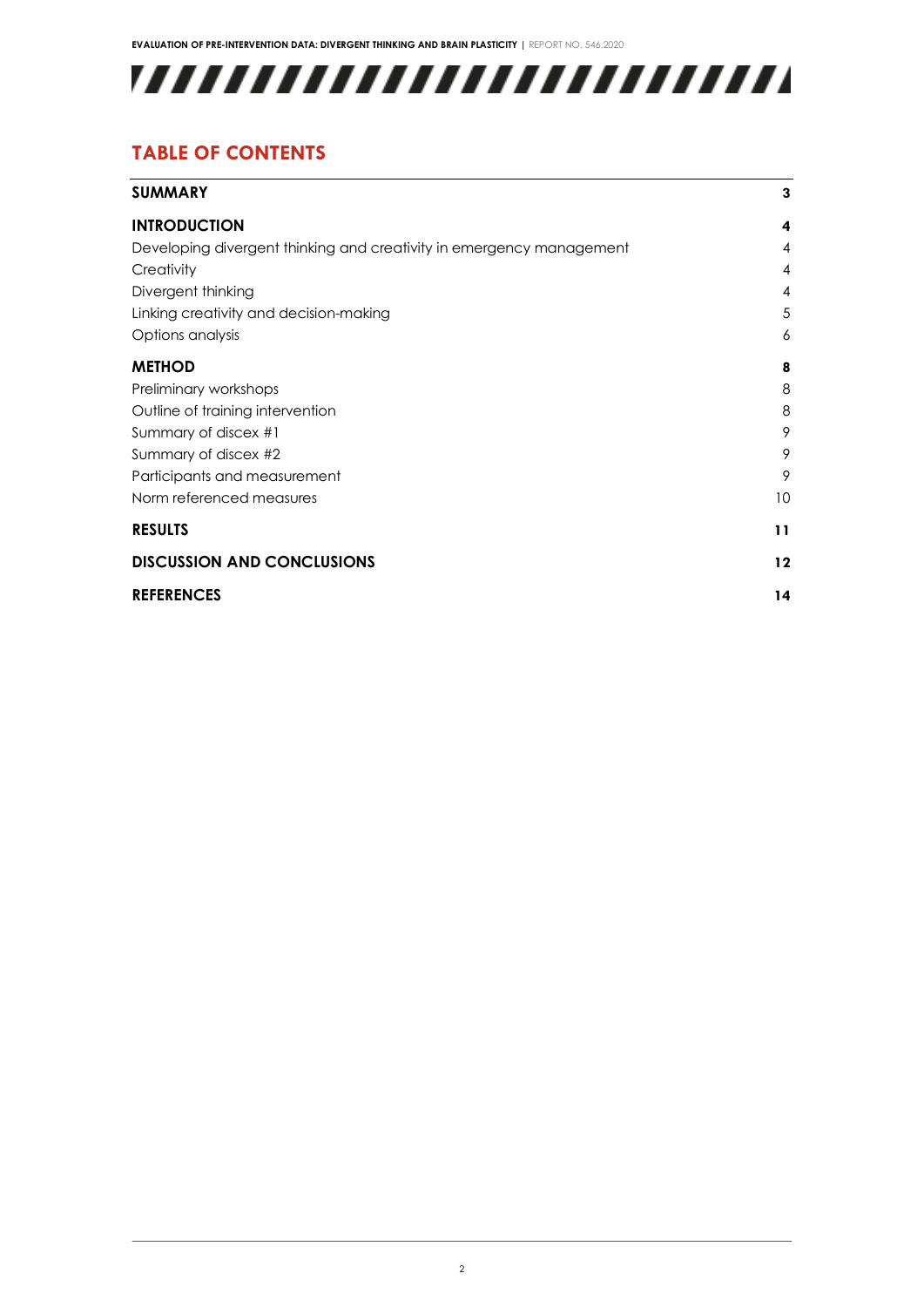## TABLE OF CONTENTS

| | |
|---|---|
| **SUMMARY** | **3** |
| **INTRODUCTION** | **4** |
| Developing divergent thinking and creativity in emergency management | 4 |
| Creativity | 4 |
| Divergent thinking | 4 |
| Linking creativity and decision-making | 5 |
| Options analysis | 6 |
| **METHOD** | **8** |
| Preliminary workshops | 8 |
| Outline of training intervention | 8 |
| Summary of discex #1 | 9 |
| Summary of discex #2 | 9 |
| Participants and measurement | 9 |
| Norm referenced measures | 10 |
| **RESULTS** | **11** |
| **DISCUSSION AND CONCLUSIONS** | **12** |
| **REFERENCES** | **14** |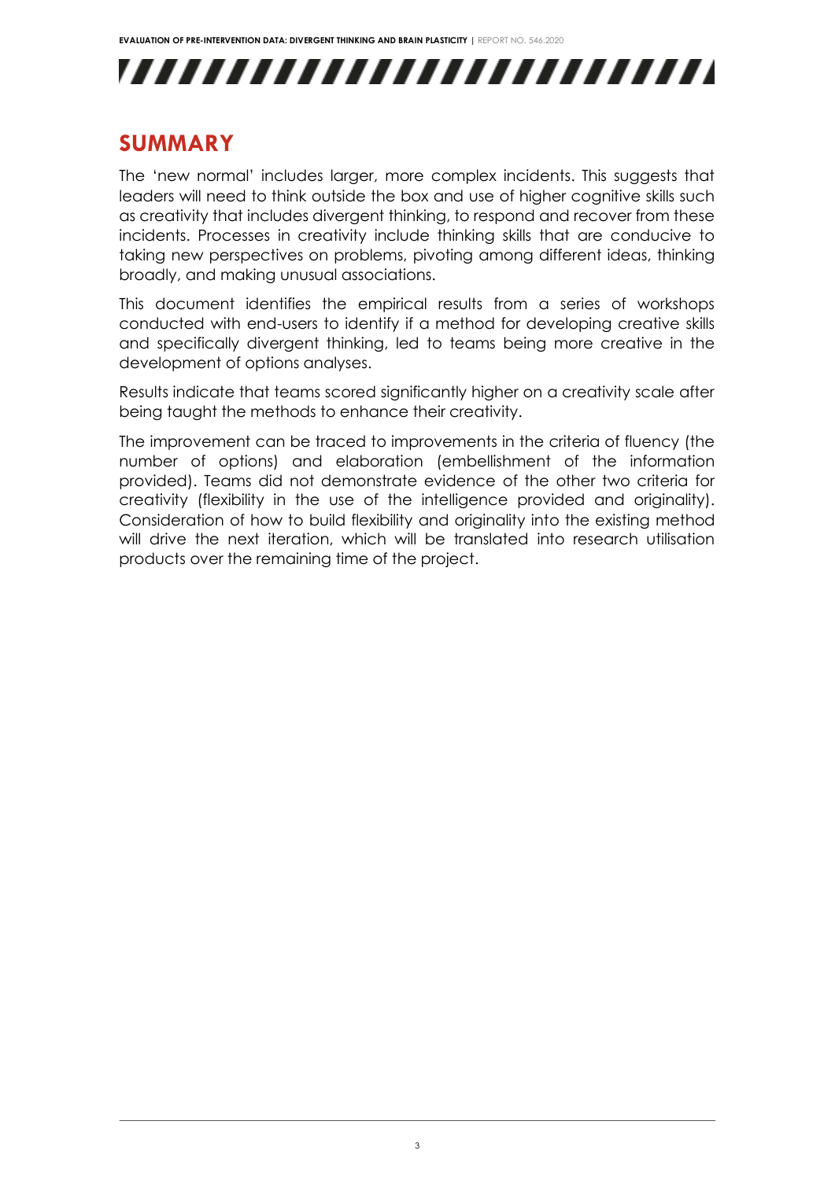## SUMMARY

The 'new normal' includes larger, more complex incidents. This suggests that leaders will need to think outside the box and use of higher cognitive skills such as creativity that includes divergent thinking, to respond and recover from these incidents. Processes in creativity include thinking skills that are conducive to taking new perspectives on problems, pivoting among different ideas, thinking broadly, and making unusual associations.

This document identifies the empirical results from a series of workshops conducted with end-users to identify if a method for developing creative skills and specifically divergent thinking, led to teams being more creative in the development of options analyses.

Results indicate that teams scored significantly higher on a creativity scale after being taught the methods to enhance their creativity.

The improvement can be traced to improvements in the criteria of fluency (the number of options) and elaboration (embellishment of the information provided). Teams did not demonstrate evidence of the other two criteria for creativity (flexibility in the use of the intelligence provided and originality). Consideration of how to build flexibility and originality into the existing method will drive the next iteration, which will be translated into research utilisation products over the remaining time of the project.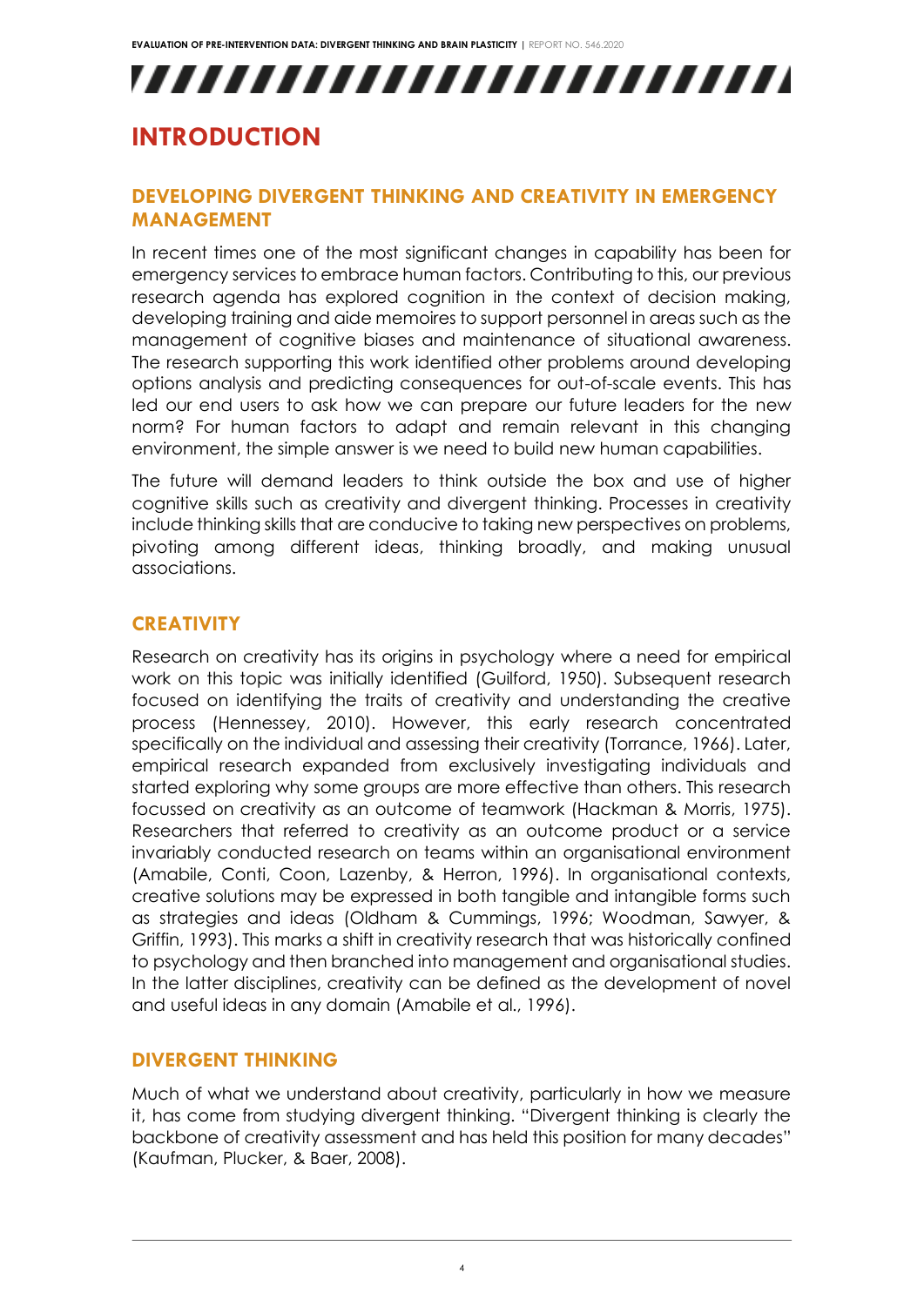# INTRODUCTION

## DEVELOPING DIVERGENT THINKING AND CREATIVITY IN EMERGENCY MANAGEMENT

In recent times one of the most significant changes in capability has been for emergency services to embrace human factors. Contributing to this, our previous research agenda has explored cognition in the context of decision making, developing training and aide memoires to support personnel in areas such as the management of cognitive biases and maintenance of situational awareness. The research supporting this work identified other problems around developing options analysis and predicting consequences for out-of-scale events. This has led our end users to ask how we can prepare our future leaders for the new norm? For human factors to adapt and remain relevant in this changing environment, the simple answer is we need to build new human capabilities.

The future will demand leaders to think outside the box and use of higher cognitive skills such as creativity and divergent thinking. Processes in creativity include thinking skills that are conducive to taking new perspectives on problems, pivoting among different ideas, thinking broadly, and making unusual associations.

## CREATIVITY

Research on creativity has its origins in psychology where a need for empirical work on this topic was initially identified (Guilford, 1950). Subsequent research focused on identifying the traits of creativity and understanding the creative process (Hennessey, 2010). However, this early research concentrated specifically on the individual and assessing their creativity (Torrance, 1966). Later, empirical research expanded from exclusively investigating individuals and started exploring why some groups are more effective than others. This research focussed on creativity as an outcome of teamwork (Hackman & Morris, 1975). Researchers that referred to creativity as an outcome product or a service invariably conducted research on teams within an organisational environment (Amabile, Conti, Coon, Lazenby, & Herron, 1996). In organisational contexts, creative solutions may be expressed in both tangible and intangible forms such as strategies and ideas (Oldham & Cummings, 1996; Woodman, Sawyer, & Griffin, 1993). This marks a shift in creativity research that was historically confined to psychology and then branched into management and organisational studies. In the latter disciplines, creativity can be defined as the development of novel and useful ideas in any domain (Amabile et al., 1996).

## DIVERGENT THINKING

Much of what we understand about creativity, particularly in how we measure it, has come from studying divergent thinking. "Divergent thinking is clearly the backbone of creativity assessment and has held this position for many decades" (Kaufman, Plucker, & Baer, 2008).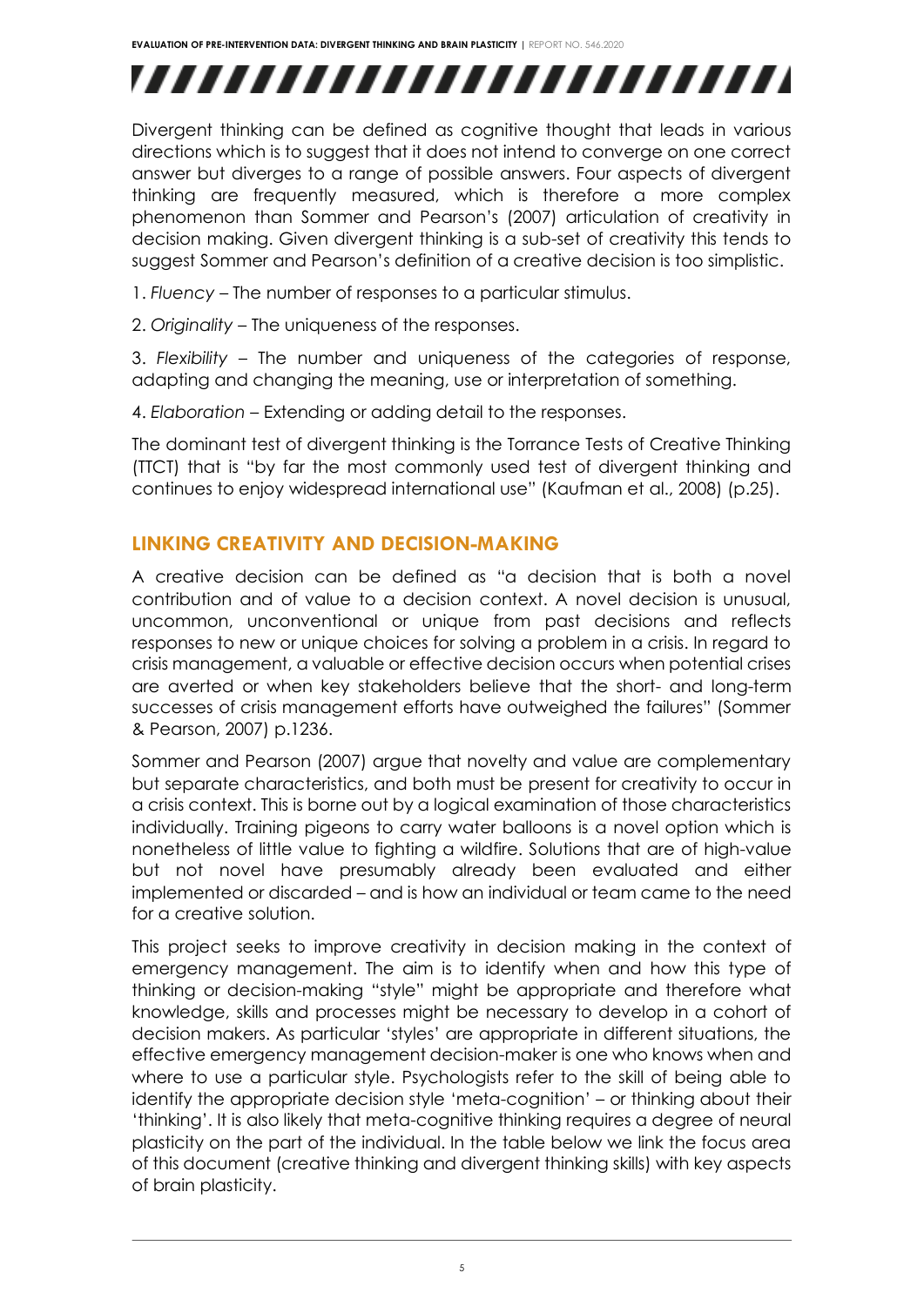Divergent thinking can be defined as cognitive thought that leads in various directions which is to suggest that it does not intend to converge on one correct answer but diverges to a range of possible answers. Four aspects of divergent thinking are frequently measured, which is therefore a more complex phenomenon than Sommer and Pearson's (2007) articulation of creativity in decision making. Given divergent thinking is a sub-set of creativity this tends to suggest Sommer and Pearson's definition of a creative decision is too simplistic.

1. *Fluency* – The number of responses to a particular stimulus.

2. *Originality* – The uniqueness of the responses.

3. *Flexibility* – The number and uniqueness of the categories of response, adapting and changing the meaning, use or interpretation of something.

4. *Elaboration* – Extending or adding detail to the responses.

The dominant test of divergent thinking is the Torrance Tests of Creative Thinking (TTCT) that is "by far the most commonly used test of divergent thinking and continues to enjoy widespread international use" (Kaufman et al., 2008) (p.25).

## LINKING CREATIVITY AND DECISION-MAKING

A creative decision can be defined as "a decision that is both a novel contribution and of value to a decision context. A novel decision is unusual, uncommon, unconventional or unique from past decisions and reflects responses to new or unique choices for solving a problem in a crisis. In regard to crisis management, a valuable or effective decision occurs when potential crises are averted or when key stakeholders believe that the short- and long-term successes of crisis management efforts have outweighed the failures" (Sommer & Pearson, 2007) p.1236.

Sommer and Pearson (2007) argue that novelty and value are complementary but separate characteristics, and both must be present for creativity to occur in a crisis context. This is borne out by a logical examination of those characteristics individually. Training pigeons to carry water balloons is a novel option which is nonetheless of little value to fighting a wildfire. Solutions that are of high-value but not novel have presumably already been evaluated and either implemented or discarded – and is how an individual or team came to the need for a creative solution.

This project seeks to improve creativity in decision making in the context of emergency management. The aim is to identify when and how this type of thinking or decision-making "style" might be appropriate and therefore what knowledge, skills and processes might be necessary to develop in a cohort of decision makers. As particular 'styles' are appropriate in different situations, the effective emergency management decision-maker is one who knows when and where to use a particular style. Psychologists refer to the skill of being able to identify the appropriate decision style 'meta-cognition' – or thinking about their 'thinking'. It is also likely that meta-cognitive thinking requires a degree of neural plasticity on the part of the individual. In the table below we link the focus area of this document (creative thinking and divergent thinking skills) with key aspects of brain plasticity.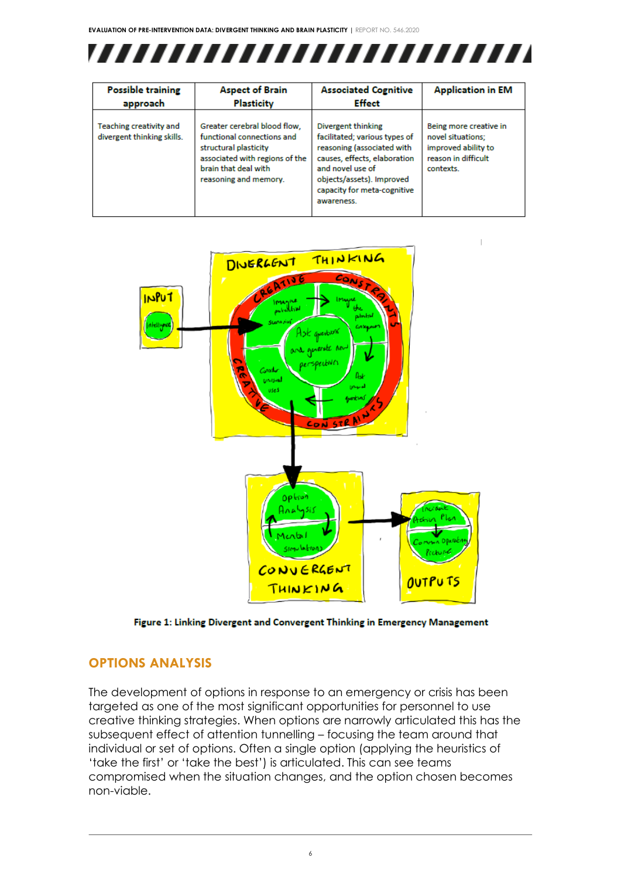| Possible training approach | Aspect of Brain Plasticity | Associated Cognitive Effect | Application in EM |
|---|---|---|---|
| Teaching creativity and divergent thinking skills. | Greater cerebral blood flow, functional connections and structural plasticity associated with regions of the brain that deal with reasoning and memory. | Divergent thinking facilitated; various types of reasoning (associated with causes, effects, elaboration and novel use of objects/assets). Improved capacity for meta-cognitive awareness. | Being more creative in novel situations; improved ability to reason in difficult contexts. |

Figure 1: Linking Divergent and Convergent Thinking in Emergency Management

## OPTIONS ANALYSIS

The development of options in response to an emergency or crisis has been targeted as one of the most significant opportunities for personnel to use creative thinking strategies. When options are narrowly articulated this has the subsequent effect of attention tunnelling – focusing the team around that individual or set of options. Often a single option (applying the heuristics of 'take the first' or 'take the best') is articulated. This can see teams compromised when the situation changes, and the option chosen becomes non-viable.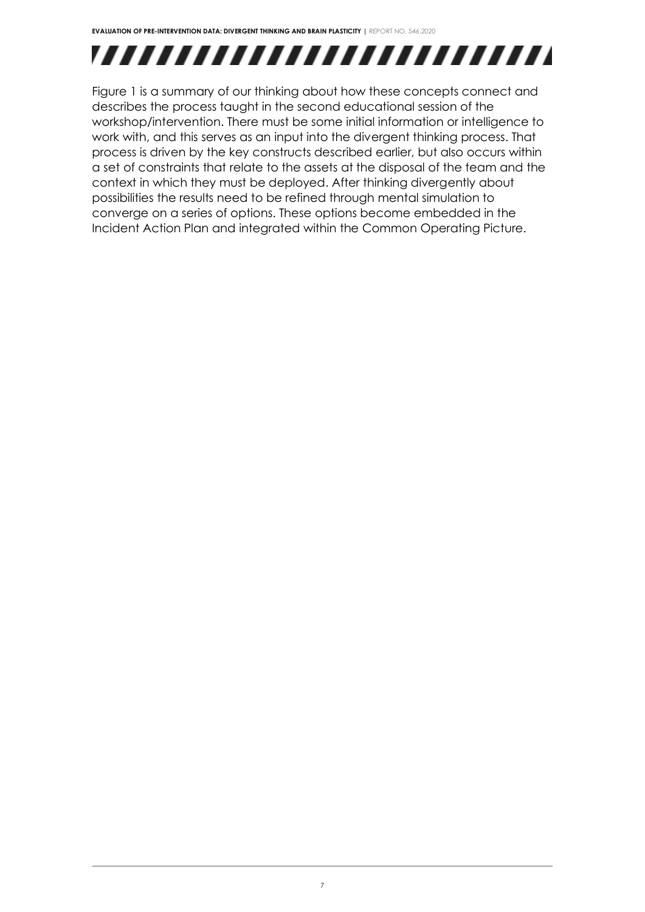Figure 1 is a summary of our thinking about how these concepts connect and describes the process taught in the second educational session of the workshop/intervention. There must be some initial information or intelligence to work with, and this serves as an input into the divergent thinking process. That process is driven by the key constructs described earlier, but also occurs within a set of constraints that relate to the assets at the disposal of the team and the context in which they must be deployed. After thinking divergently about possibilities the results need to be refined through mental simulation to converge on a series of options. These options become embedded in the Incident Action Plan and integrated within the Common Operating Picture.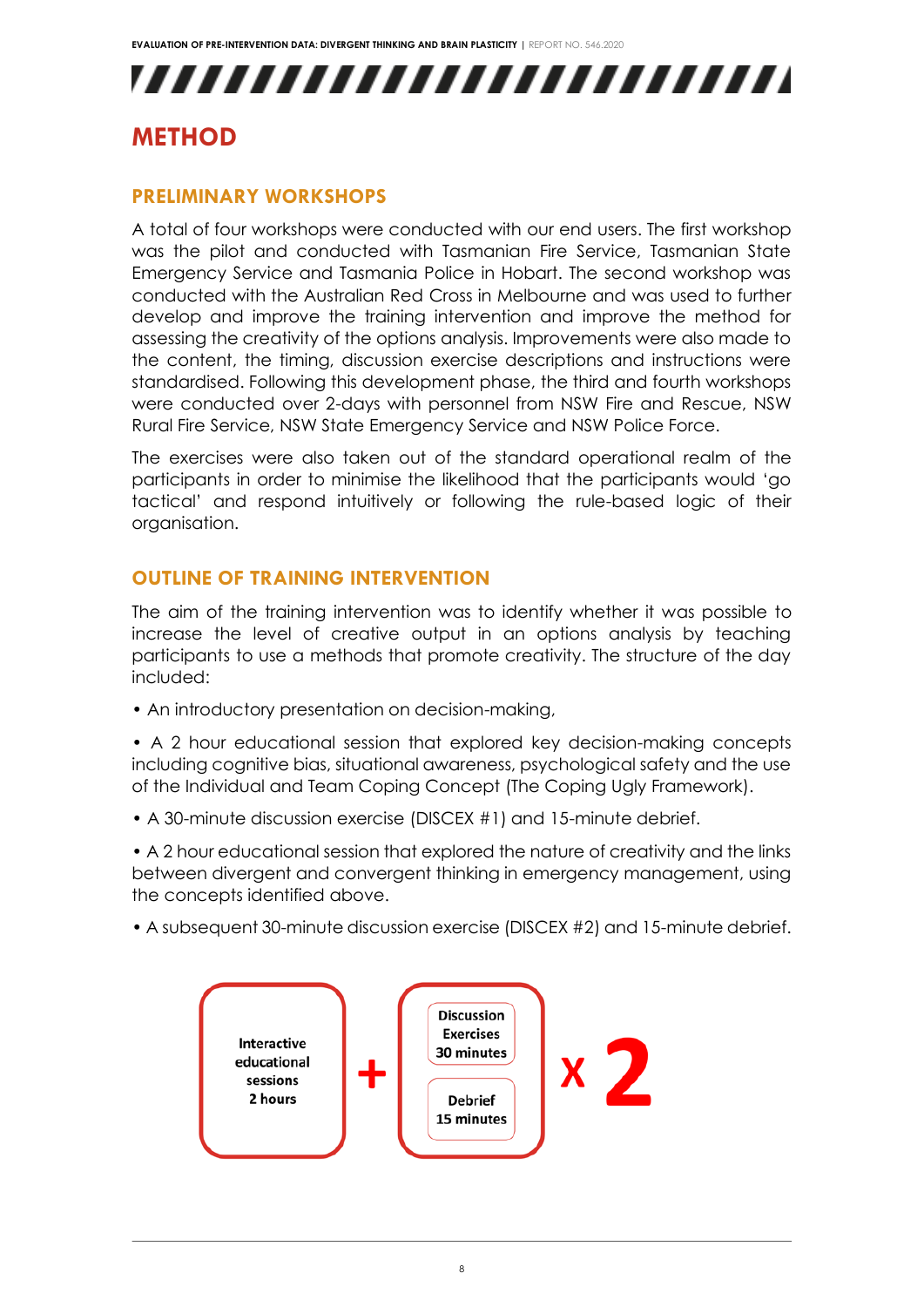# METHOD

## PRELIMINARY WORKSHOPS

A total of four workshops were conducted with our end users. The first workshop was the pilot and conducted with Tasmanian Fire Service, Tasmanian State Emergency Service and Tasmania Police in Hobart. The second workshop was conducted with the Australian Red Cross in Melbourne and was used to further develop and improve the training intervention and improve the method for assessing the creativity of the options analysis. Improvements were also made to the content, the timing, discussion exercise descriptions and instructions were standardised. Following this development phase, the third and fourth workshops were conducted over 2-days with personnel from NSW Fire and Rescue, NSW Rural Fire Service, NSW State Emergency Service and NSW Police Force.

The exercises were also taken out of the standard operational realm of the participants in order to minimise the likelihood that the participants would 'go tactical' and respond intuitively or following the rule-based logic of their organisation.

## OUTLINE OF TRAINING INTERVENTION

The aim of the training intervention was to identify whether it was possible to increase the level of creative output in an options analysis by teaching participants to use a methods that promote creativity. The structure of the day included:

- An introductory presentation on decision-making,
- A 2 hour educational session that explored key decision-making concepts including cognitive bias, situational awareness, psychological safety and the use of the Individual and Team Coping Concept (The Coping Ugly Framework).
- A 30-minute discussion exercise (DISCEX #1) and 15-minute debrief.
- A 2 hour educational session that explored the nature of creativity and the links between divergent and convergent thinking in emergency management, using the concepts identified above.
- A subsequent 30-minute discussion exercise (DISCEX #2) and 15-minute debrief.

Interactive educational sessions 2 hours + [Discussion Exercises 30 minutes; Debrief 15 minutes] x 2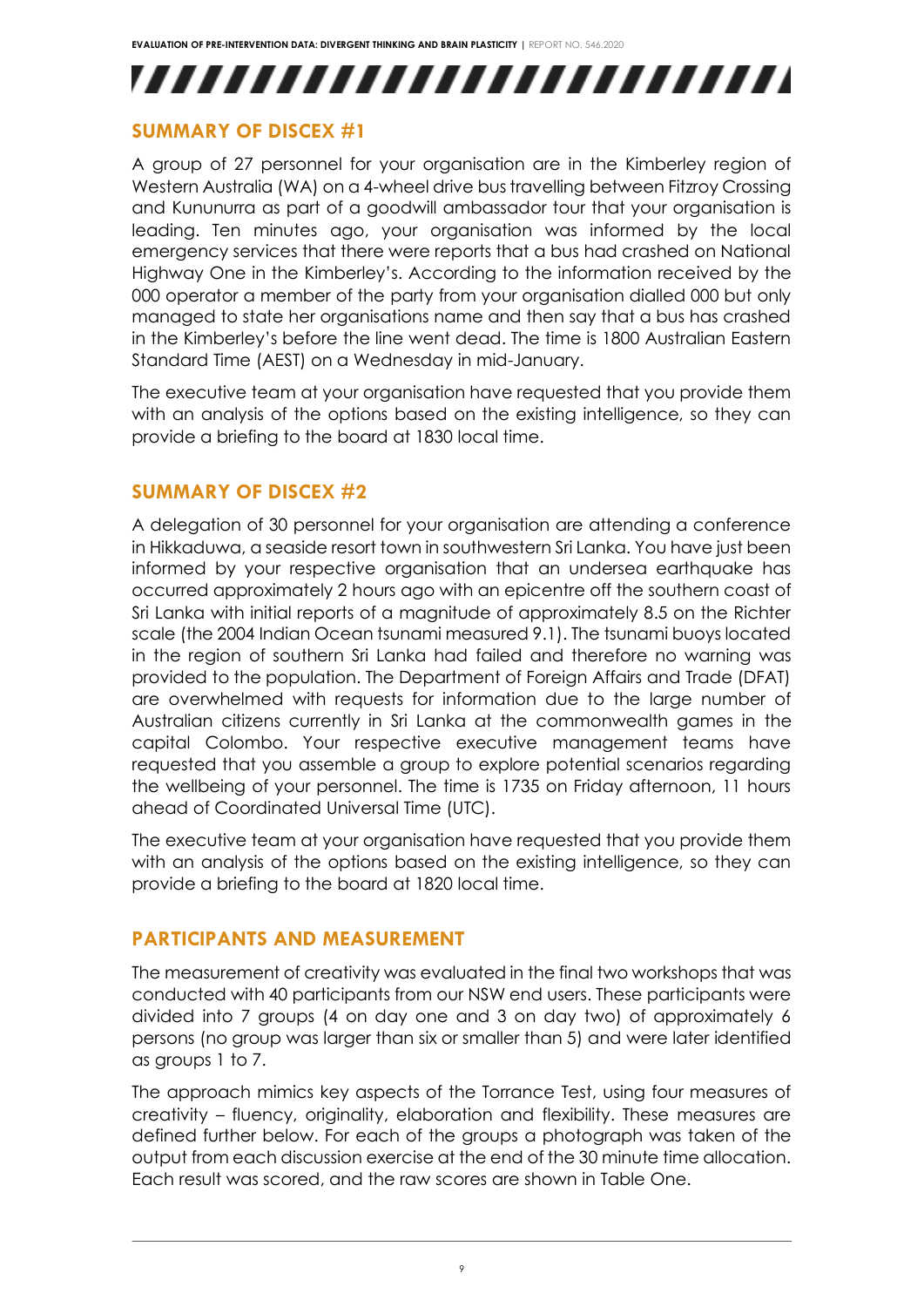## SUMMARY OF DISCEX #1

A group of 27 personnel for your organisation are in the Kimberley region of Western Australia (WA) on a 4-wheel drive bus travelling between Fitzroy Crossing and Kununurra as part of a goodwill ambassador tour that your organisation is leading. Ten minutes ago, your organisation was informed by the local emergency services that there were reports that a bus had crashed on National Highway One in the Kimberley's. According to the information received by the 000 operator a member of the party from your organisation dialled 000 but only managed to state her organisations name and then say that a bus has crashed in the Kimberley's before the line went dead. The time is 1800 Australian Eastern Standard Time (AEST) on a Wednesday in mid-January.

The executive team at your organisation have requested that you provide them with an analysis of the options based on the existing intelligence, so they can provide a briefing to the board at 1830 local time.

## SUMMARY OF DISCEX #2

A delegation of 30 personnel for your organisation are attending a conference in Hikkaduwa, a seaside resort town in southwestern Sri Lanka. You have just been informed by your respective organisation that an undersea earthquake has occurred approximately 2 hours ago with an epicentre off the southern coast of Sri Lanka with initial reports of a magnitude of approximately 8.5 on the Richter scale (the 2004 Indian Ocean tsunami measured 9.1). The tsunami buoys located in the region of southern Sri Lanka had failed and therefore no warning was provided to the population. The Department of Foreign Affairs and Trade (DFAT) are overwhelmed with requests for information due to the large number of Australian citizens currently in Sri Lanka at the commonwealth games in the capital Colombo. Your respective executive management teams have requested that you assemble a group to explore potential scenarios regarding the wellbeing of your personnel. The time is 1735 on Friday afternoon, 11 hours ahead of Coordinated Universal Time (UTC).

The executive team at your organisation have requested that you provide them with an analysis of the options based on the existing intelligence, so they can provide a briefing to the board at 1820 local time.

## PARTICIPANTS AND MEASUREMENT

The measurement of creativity was evaluated in the final two workshops that was conducted with 40 participants from our NSW end users. These participants were divided into 7 groups (4 on day one and 3 on day two) of approximately 6 persons (no group was larger than six or smaller than 5) and were later identified as groups 1 to 7.

The approach mimics key aspects of the Torrance Test, using four measures of creativity – fluency, originality, elaboration and flexibility. These measures are defined further below. For each of the groups a photograph was taken of the output from each discussion exercise at the end of the 30 minute time allocation. Each result was scored, and the raw scores are shown in Table One.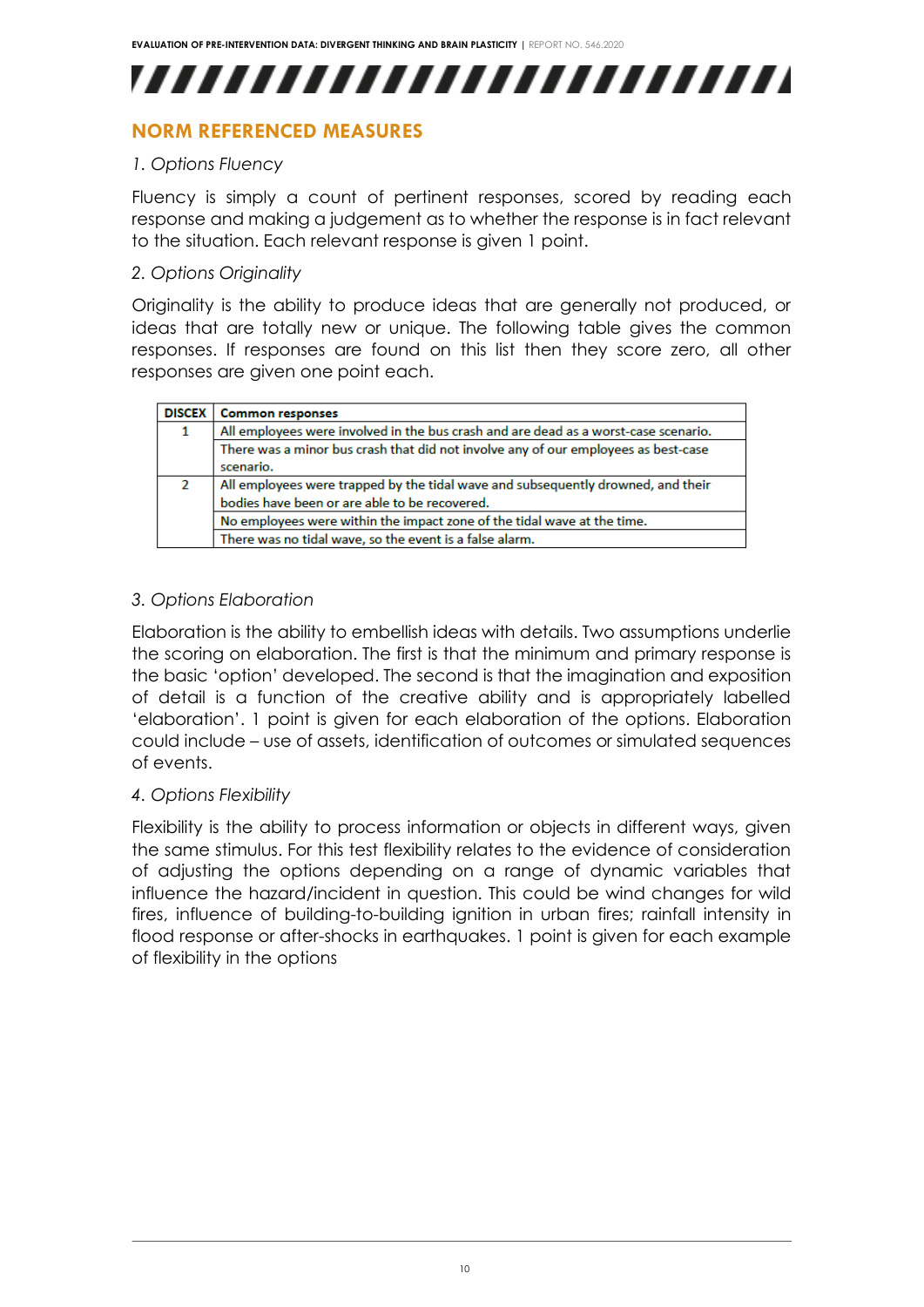## NORM REFERENCED MEASURES

*1. Options Fluency*

Fluency is simply a count of pertinent responses, scored by reading each response and making a judgement as to whether the response is in fact relevant to the situation. Each relevant response is given 1 point.

*2. Options Originality*

Originality is the ability to produce ideas that are generally not produced, or ideas that are totally new or unique. The following table gives the common responses. If responses are found on this list then they score zero, all other responses are given one point each.

| DISCEX | Common responses |
|---|---|
| 1 | All employees were involved in the bus crash and are dead as a worst-case scenario. |
| | There was a minor bus crash that did not involve any of our employees as best-case scenario. |
| 2 | All employees were trapped by the tidal wave and subsequently drowned, and their bodies have been or are able to be recovered. |
| | No employees were within the impact zone of the tidal wave at the time. |
| | There was no tidal wave, so the event is a false alarm. |

*3. Options Elaboration*

Elaboration is the ability to embellish ideas with details. Two assumptions underlie the scoring on elaboration. The first is that the minimum and primary response is the basic 'option' developed. The second is that the imagination and exposition of detail is a function of the creative ability and is appropriately labelled 'elaboration'. 1 point is given for each elaboration of the options. Elaboration could include – use of assets, identification of outcomes or simulated sequences of events.

*4. Options Flexibility*

Flexibility is the ability to process information or objects in different ways, given the same stimulus. For this test flexibility relates to the evidence of consideration of adjusting the options depending on a range of dynamic variables that influence the hazard/incident in question. This could be wind changes for wild fires, influence of building-to-building ignition in urban fires; rainfall intensity in flood response or after-shocks in earthquakes. 1 point is given for each example of flexibility in the options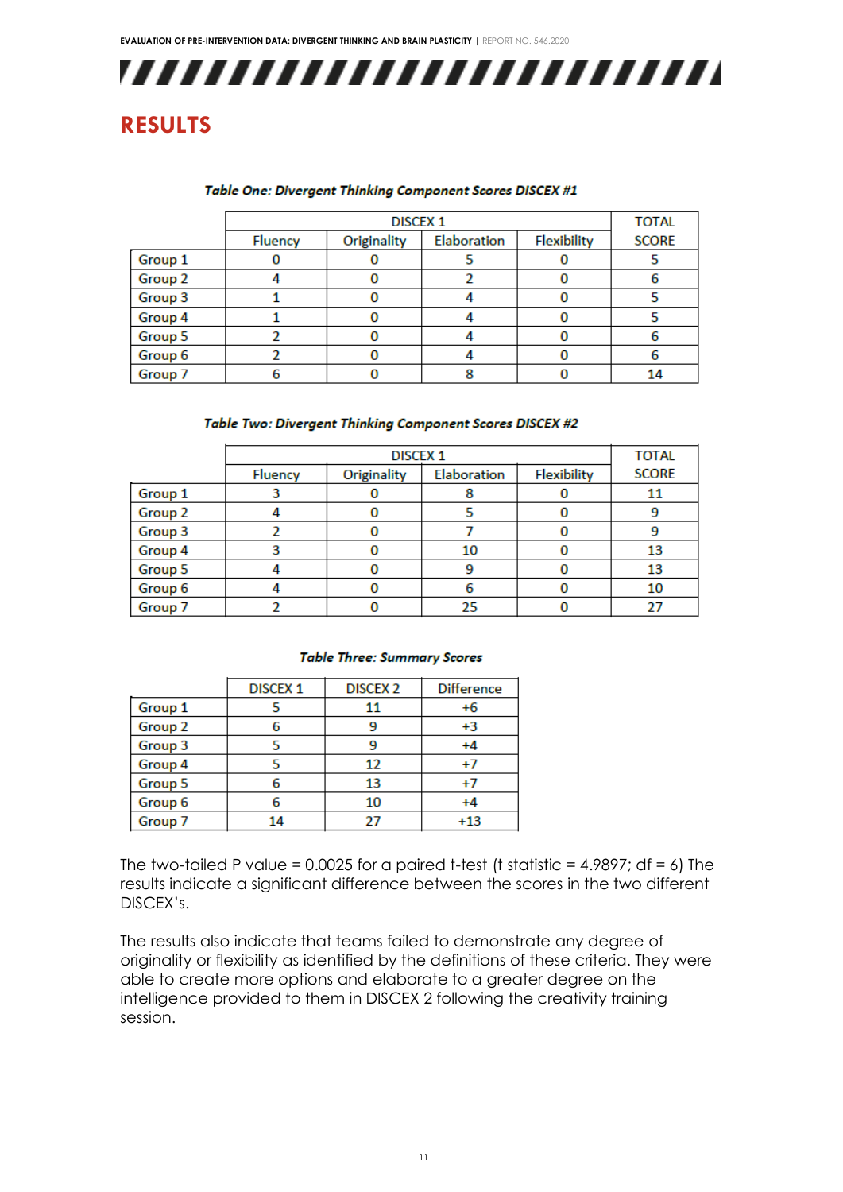# RESULTS

***Table One: Divergent Thinking Component Scores DISCEX #1***

| | DISCEX 1 | | | | TOTAL |
|---|---|---|---|---|---|
| | Fluency | Originality | Elaboration | Flexibility | SCORE |
| Group 1 | 0 | 0 | 5 | 0 | 5 |
| Group 2 | 4 | 0 | 2 | 0 | 6 |
| Group 3 | 1 | 0 | 4 | 0 | 5 |
| Group 4 | 1 | 0 | 4 | 0 | 5 |
| Group 5 | 2 | 0 | 4 | 0 | 6 |
| Group 6 | 2 | 0 | 4 | 0 | 6 |
| Group 7 | 6 | 0 | 8 | 0 | 14 |

***Table Two: Divergent Thinking Component Scores DISCEX #2***

| | DISCEX 1 | | | | TOTAL |
|---|---|---|---|---|---|
| | Fluency | Originality | Elaboration | Flexibility | SCORE |
| Group 1 | 3 | 0 | 8 | 0 | 11 |
| Group 2 | 4 | 0 | 5 | 0 | 9 |
| Group 3 | 2 | 0 | 7 | 0 | 9 |
| Group 4 | 3 | 0 | 10 | 0 | 13 |
| Group 5 | 4 | 0 | 9 | 0 | 13 |
| Group 6 | 4 | 0 | 6 | 0 | 10 |
| Group 7 | 2 | 0 | 25 | 0 | 27 |

***Table Three: Summary Scores***

| | DISCEX 1 | DISCEX 2 | Difference |
|---|---|---|---|
| Group 1 | 5 | 11 | +6 |
| Group 2 | 6 | 9 | +3 |
| Group 3 | 5 | 9 | +4 |
| Group 4 | 5 | 12 | +7 |
| Group 5 | 6 | 13 | +7 |
| Group 6 | 6 | 10 | +4 |
| Group 7 | 14 | 27 | +13 |

The two-tailed P value = 0.0025 for a paired t-test (t statistic = 4.9897; df = 6) The results indicate a significant difference between the scores in the two different DISCEX's.

The results also indicate that teams failed to demonstrate any degree of originality or flexibility as identified by the definitions of these criteria. They were able to create more options and elaborate to a greater degree on the intelligence provided to them in DISCEX 2 following the creativity training session.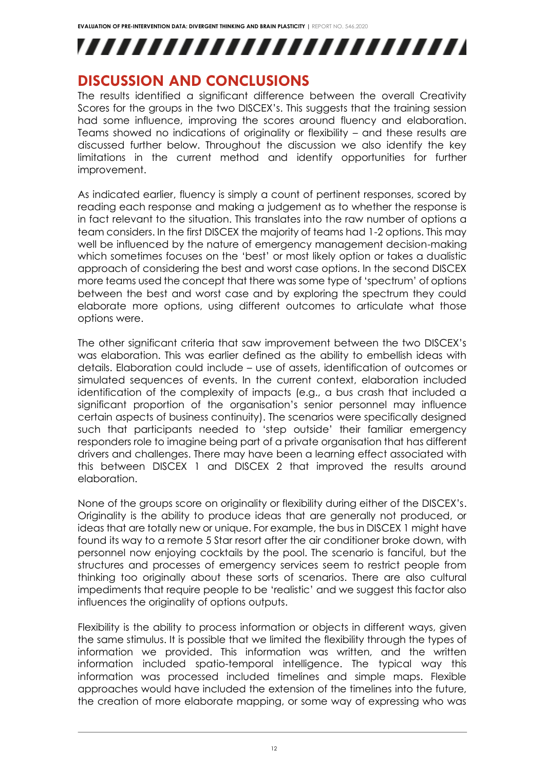## DISCUSSION AND CONCLUSIONS

The results identified a significant difference between the overall Creativity Scores for the groups in the two DISCEX's. This suggests that the training session had some influence, improving the scores around fluency and elaboration. Teams showed no indications of originality or flexibility – and these results are discussed further below. Throughout the discussion we also identify the key limitations in the current method and identify opportunities for further improvement.

As indicated earlier, fluency is simply a count of pertinent responses, scored by reading each response and making a judgement as to whether the response is in fact relevant to the situation. This translates into the raw number of options a team considers. In the first DISCEX the majority of teams had 1-2 options. This may well be influenced by the nature of emergency management decision-making which sometimes focuses on the 'best' or most likely option or takes a dualistic approach of considering the best and worst case options. In the second DISCEX more teams used the concept that there was some type of 'spectrum' of options between the best and worst case and by exploring the spectrum they could elaborate more options, using different outcomes to articulate what those options were.

The other significant criteria that saw improvement between the two DISCEX's was elaboration. This was earlier defined as the ability to embellish ideas with details. Elaboration could include – use of assets, identification of outcomes or simulated sequences of events. In the current context, elaboration included identification of the complexity of impacts (e.g., a bus crash that included a significant proportion of the organisation's senior personnel may influence certain aspects of business continuity). The scenarios were specifically designed such that participants needed to 'step outside' their familiar emergency responders role to imagine being part of a private organisation that has different drivers and challenges. There may have been a learning effect associated with this between DISCEX 1 and DISCEX 2 that improved the results around elaboration.

None of the groups score on originality or flexibility during either of the DISCEX's. Originality is the ability to produce ideas that are generally not produced, or ideas that are totally new or unique. For example, the bus in DISCEX 1 might have found its way to a remote 5 Star resort after the air conditioner broke down, with personnel now enjoying cocktails by the pool. The scenario is fanciful, but the structures and processes of emergency services seem to restrict people from thinking too originally about these sorts of scenarios. There are also cultural impediments that require people to be 'realistic' and we suggest this factor also influences the originality of options outputs.

Flexibility is the ability to process information or objects in different ways, given the same stimulus. It is possible that we limited the flexibility through the types of information we provided. This information was written, and the written information included spatio-temporal intelligence. The typical way this information was processed included timelines and simple maps. Flexible approaches would have included the extension of the timelines into the future, the creation of more elaborate mapping, or some way of expressing who was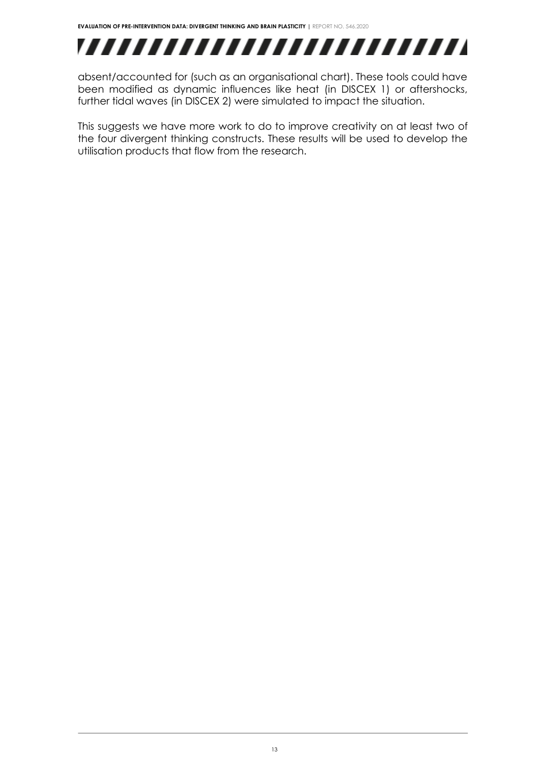absent/accounted for (such as an organisational chart). These tools could have been modified as dynamic influences like heat (in DISCEX 1) or aftershocks, further tidal waves (in DISCEX 2) were simulated to impact the situation.

This suggests we have more work to do to improve creativity on at least two of the four divergent thinking constructs. These results will be used to develop the utilisation products that flow from the research.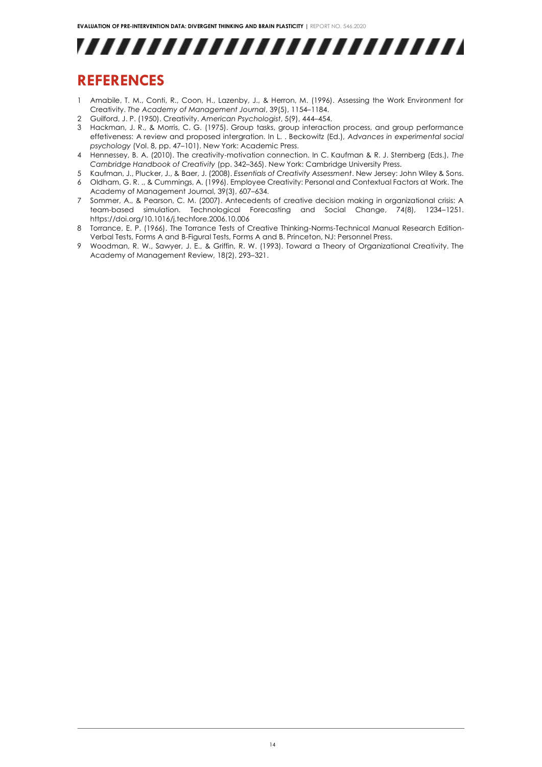# REFERENCES

1 Amabile, T. M., Conti, R., Coon, H., Lazenby, J., & Herron, M. (1996). Assessing the Work Environment for Creativity. *The Academy of Management Journal*, 39(5), 1154–1184.
2 Guilford, J. P. (1950). Creativity. *American Psychologist*, 5(9), 444–454.
3 Hackman, J. R., & Morris, C. G. (1975). Group tasks, group interaction process, and group performance effetiveness: A review and proposed intergration. In L. . Beckowitz (Ed.), *Advances in experimental social psychology* (Vol. 8, pp. 47–101). New York: Academic Press.
4 Hennessey, B. A. (2010). The creativity-motivation connection. In C. Kaufman & R. J. Sternberg (Eds.), *The Cambridge Handbook of Creativity* (pp. 342–365). New York: Cambridge University Press.
5 Kaufman, J., Plucker, J., & Baer, J. (2008). *Essentials of Creativity Assessment*. New Jersey: John Wiley & Sons.
6 Oldham, G. R. ., & Cummings, A. (1996). Employee Creativity: Personal and Contextual Factors at Work. The Academy of Management Journal, 39(3), 607–634.
7 Sommer, A., & Pearson, C. M. (2007). Antecedents of creative decision making in organizational crisis: A team-based simulation. Technological Forecasting and Social Change, 74(8), 1234–1251. https://doi.org/10.1016/j.techfore.2006.10.006
8 Torrance, E. P. (1966). The Torrance Tests of Creative Thinking-Norms-Technical Manual Research Edition-Verbal Tests, Forms A and B-Figural Tests, Forms A and B. Princeton, NJ: Personnel Press.
9 Woodman, R. W., Sawyer, J. E., & Griffin, R. W. (1993). Toward a Theory of Organizational Creativity. The Academy of Management Review, 18(2), 293–321.